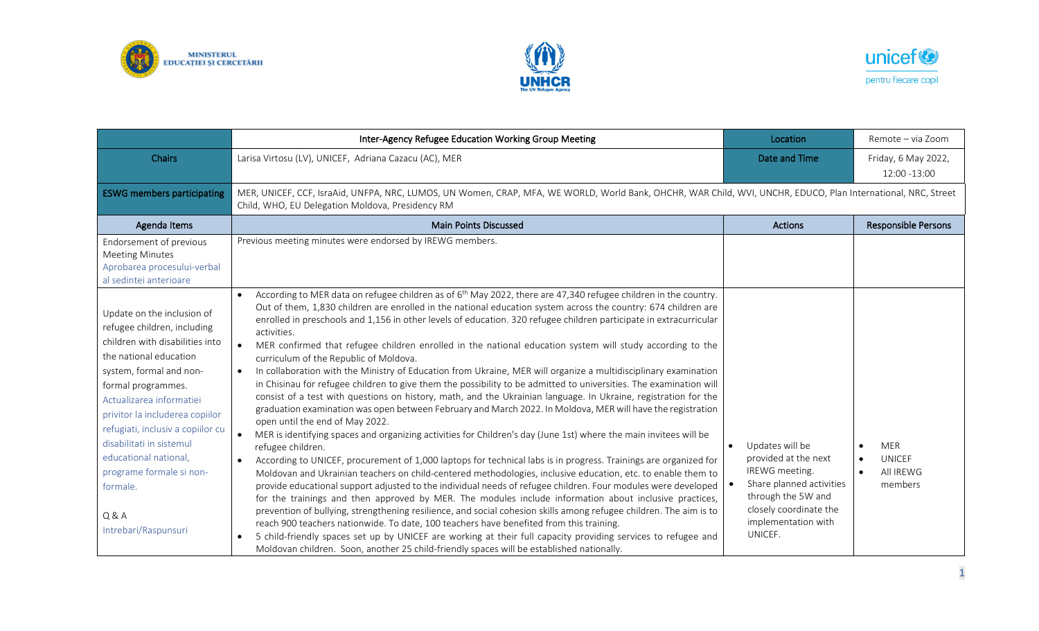MINISTERUL EDUCAȚIEI ȘI CERCETĂRII

UNHCR The UN Refugee Agency

unicef pentru fiecare copil

| | Inter-Agency Refugee Education Working Group Meeting | Location | Remote – via Zoom |
|---|---|---|---|
| Chairs | Larisa Virtosu (LV), UNICEF, Adriana Cazacu (AC), MER | Date and Time | Friday, 6 May 2022, 12:00 -13:00 |
| ESWG members participating | MER, UNICEF, CCF, IsraAid, UNFPA, NRC, LUMOS, UN Women, CRAP, MFA, WE WORLD, World Bank, OHCHR, WAR Child, WVI, UNCHR, EDUCO, Plan International, NRC, Street Child, WHO, EU Delegation Moldova, Presidency RM | | |
| Agenda Items | Main Points Discussed | Actions | Responsible Persons |
| Endorsement of previous Meeting Minutes<br>Aprobarea procesului-verbal al sedintei anterioare | Previous meeting minutes were endorsed by IREWG members. | | |
| Update on the inclusion of refugee children, including children with disabilities into the national education system, formal and non-formal programmes.<br>Actualizarea informatiei privitor la includerea copiilor refugiati, inclusiv a copiilor cu disabilitati in sistemul educational national, programe formale si non-formale.<br><br>Q & A<br>Intrebari/Raspunsuri | • According to MER data on refugee children as of 6th May 2022, there are 47,340 refugee children in the country. Out of them, 1,830 children are enrolled in the national education system across the country: 674 children are enrolled in preschools and 1,156 in other levels of education. 320 refugee children participate in extracurricular activities.<br>• MER confirmed that refugee children enrolled in the national education system will study according to the curriculum of the Republic of Moldova.<br>• In collaboration with the Ministry of Education from Ukraine, MER will organize a multidisciplinary examination in Chisinau for refugee children to give them the possibility to be admitted to universities. The examination will consist of a test with questions on history, math, and the Ukrainian language. In Ukraine, registration for the graduation examination was open between February and March 2022. In Moldova, MER will have the registration open until the end of May 2022.<br>• MER is identifying spaces and organizing activities for Children's day (June 1st) where the main invitees will be refugee children.<br>• According to UNICEF, procurement of 1,000 laptops for technical labs is in progress. Trainings are organized for Moldovan and Ukrainian teachers on child-centered methodologies, inclusive education, etc. to enable them to provide educational support adjusted to the individual needs of refugee children. Four modules were developed for the trainings and then approved by MER. The modules include information about inclusive practices, prevention of bullying, strengthening resilience, and social cohesion skills among refugee children. The aim is to reach 900 teachers nationwide. To date, 100 teachers have benefited from this training.<br>• 5 child-friendly spaces set up by UNICEF are working at their full capacity providing services to refugee and Moldovan children. Soon, another 25 child-friendly spaces will be established nationally. | • Updates will be provided at the next IREWG meeting.<br>• Share planned activities through the 5W and closely coordinate the implementation with UNICEF. | • MER<br>• UNICEF<br>• All IREWG members |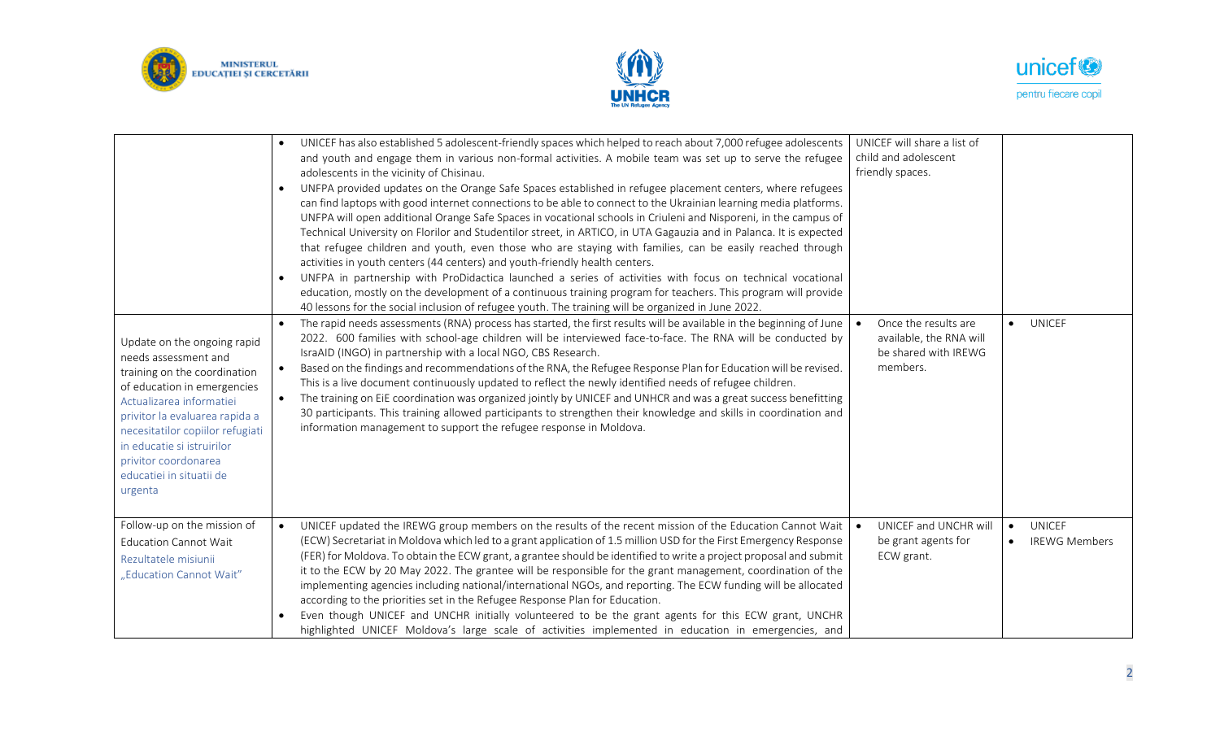| | | | |
|---|---|---|---|
| | • UNICEF has also established 5 adolescent-friendly spaces which helped to reach about 7,000 refugee adolescents and youth and engage them in various non-formal activities. A mobile team was set up to serve the refugee adolescents in the vicinity of Chisinau.<br>• UNFPA provided updates on the Orange Safe Spaces established in refugee placement centers, where refugees can find laptops with good internet connections to be able to connect to the Ukrainian learning media platforms. UNFPA will open additional Orange Safe Spaces in vocational schools in Criuleni and Nisporeni, in the campus of Technical University on Florilor and Studentilor street, in ARTICO, in UTA Gagauzia and in Palanca. It is expected that refugee children and youth, even those who are staying with families, can be easily reached through activities in youth centers (44 centers) and youth-friendly health centers.<br>• UNFPA in partnership with ProDidactica launched a series of activities with focus on technical vocational education, mostly on the development of a continuous training program for teachers. This program will provide 40 lessons for the social inclusion of refugee youth. The training will be organized in June 2022. | UNICEF will share a list of child and adolescent friendly spaces. | |
| Update on the ongoing rapid needs assessment and training on the coordination of education in emergencies<br>Actualizarea informatiei privitor la evaluarea rapida a necesitatilor copiilor refugiati in educatie si istruirilor privitor coordonarea educatiei in situatii de urgenta | • The rapid needs assessments (RNA) process has started, the first results will be available in the beginning of June 2022. 600 families with school-age children will be interviewed face-to-face. The RNA will be conducted by IsraAID (INGO) in partnership with a local NGO, CBS Research.<br>• Based on the findings and recommendations of the RNA, the Refugee Response Plan for Education will be revised. This is a live document continuously updated to reflect the newly identified needs of refugee children.<br>• The training on EiE coordination was organized jointly by UNICEF and UNHCR and was a great success benefitting 30 participants. This training allowed participants to strengthen their knowledge and skills in coordination and information management to support the refugee response in Moldova. | • Once the results are available, the RNA will be shared with IREWG members. | • UNICEF |
| Follow-up on the mission of Education Cannot Wait<br>Rezultatele misiunii „Education Cannot Wait" | • UNICEF updated the IREWG group members on the results of the recent mission of the Education Cannot Wait (ECW) Secretariat in Moldova which led to a grant application of 1.5 million USD for the First Emergency Response (FER) for Moldova. To obtain the ECW grant, a grantee should be identified to write a project proposal and submit it to the ECW by 20 May 2022. The grantee will be responsible for the grant management, coordination of the implementing agencies including national/international NGOs, and reporting. The ECW funding will be allocated according to the priorities set in the Refugee Response Plan for Education.<br>• Even though UNICEF and UNCHR initially volunteered to be the grant agents for this ECW grant, UNCHR highlighted UNICEF Moldova's large scale of activities implemented in education in emergencies, and | • UNICEF and UNCHR will be grant agents for ECW grant. | • UNICEF<br>• IREWG Members |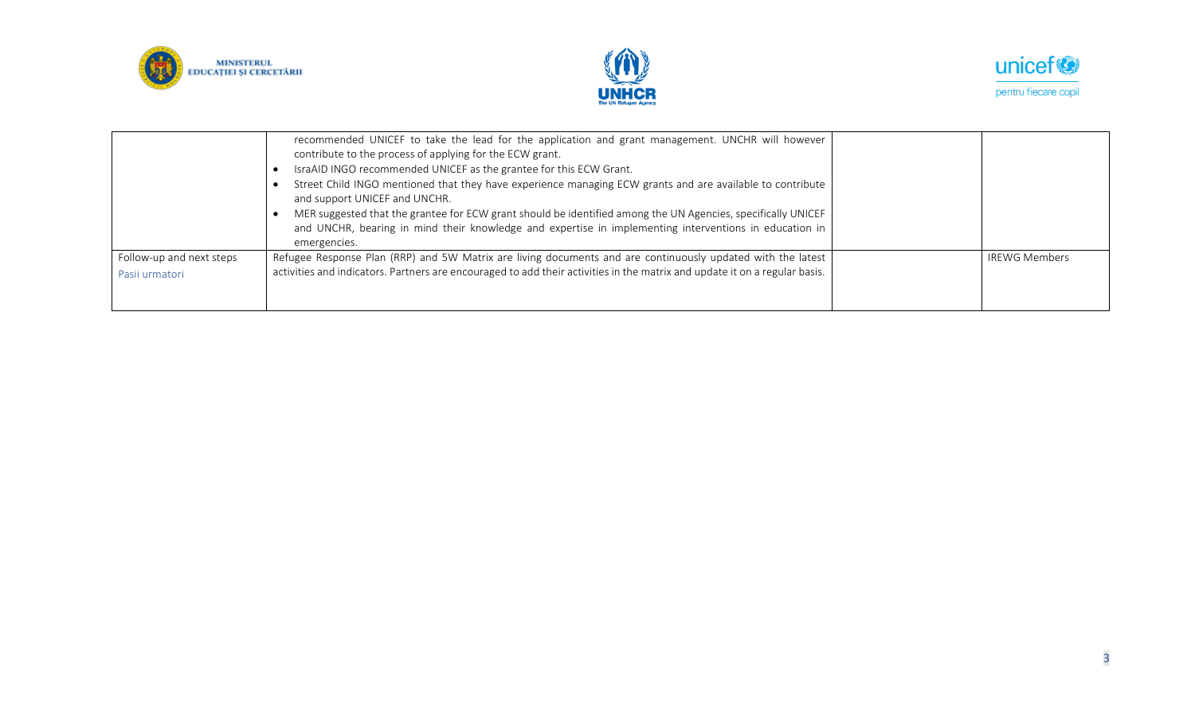| | | | |
|---|---|---|---|
| | recommended UNICEF to take the lead for the application and grant management. UNCHR will however contribute to the process of applying for the ECW grant.<br>• IsraAID INGO recommended UNICEF as the grantee for this ECW Grant.<br>• Street Child INGO mentioned that they have experience managing ECW grants and are available to contribute and support UNICEF and UNCHR.<br>• MER suggested that the grantee for ECW grant should be identified among the UN Agencies, specifically UNICEF and UNCHR, bearing in mind their knowledge and expertise in implementing interventions in education in emergencies. | | |
| Follow-up and next steps<br>Pasii urmatori | Refugee Response Plan (RRP) and 5W Matrix are living documents and are continuously updated with the latest activities and indicators. Partners are encouraged to add their activities in the matrix and update it on a regular basis. | | IREWG Members |